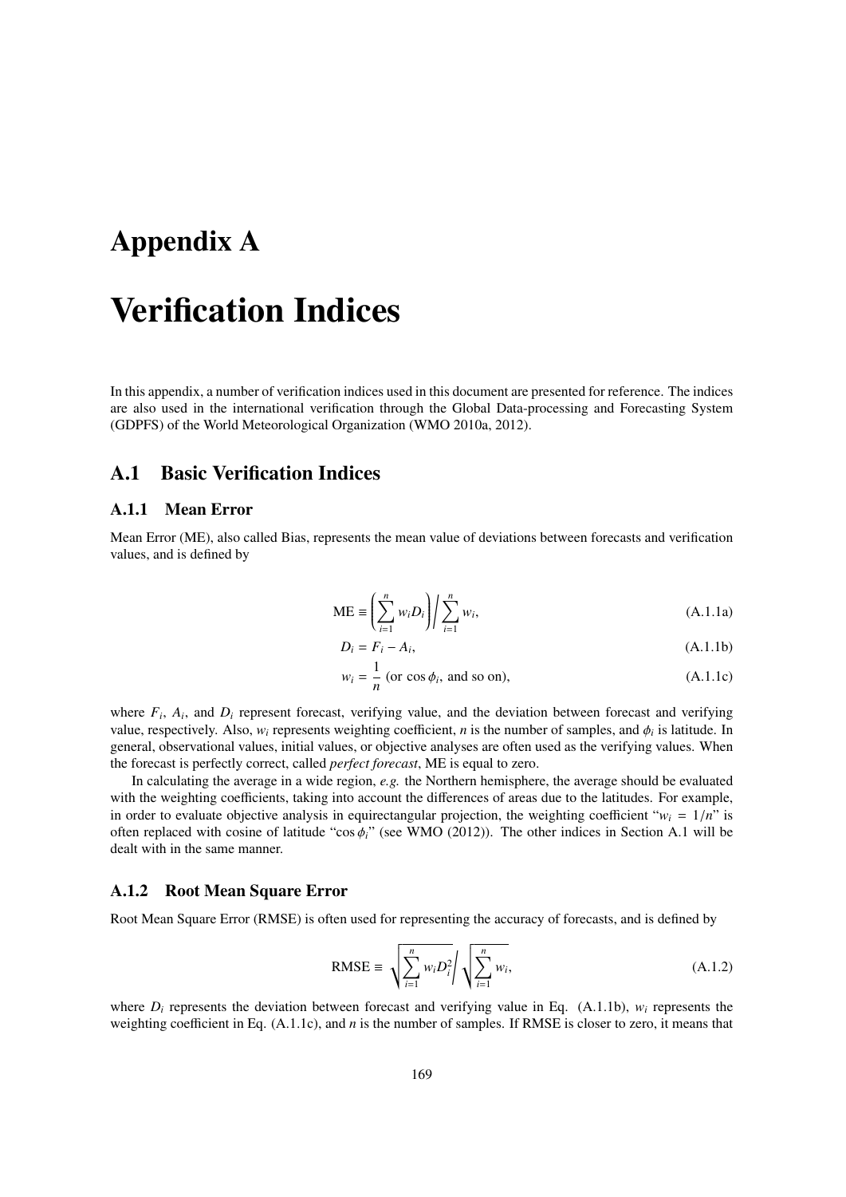# Appendix A

# Verification Indices

In this appendix, a number of verification indices used in this document are presented for reference. The indices are also used in the international verification through the Global Data-processing and Forecasting System (GDPFS) of the World Meteorological Organization (WMO 2010a, 2012).

## A.1 Basic Verification Indices

### A.1.1 Mean Error

Mean Error (ME), also called Bias, represents the mean value of deviations between forecasts and verification values, and is defined by

$$\mathrm{ME} \equiv \left( \sum_{i=1}^{n} w_i D_i \right) \Bigg/ \sum_{i=1}^{n} w_i, \tag{A.1.1a}$$

$$D_i = F_i - A_i, \tag{A.1.1b}$$

$$w_i = \frac{1}{n} \text{ (or } \cos \phi_i \text{, and so on)}, \tag{A.1.1c}$$

where $F_i$, $A_i$, and $D_i$ represent forecast, verifying value, and the deviation between forecast and verifying value, respectively. Also, $w_i$ represents weighting coefficient, $n$ is the number of samples, and $\phi_i$ is latitude. In general, observational values, initial values, or objective analyses are often used as the verifying values. When the forecast is perfectly correct, called *perfect forecast*, ME is equal to zero.

In calculating the average in a wide region, *e.g.* the Northern hemisphere, the average should be evaluated with the weighting coefficients, taking into account the differences of areas due to the latitudes. For example, in order to evaluate objective analysis in equirectangular projection, the weighting coefficient "$w_i = 1/n$" is often replaced with cosine of latitude "$\cos \phi_i$" (see WMO (2012)). The other indices in Section A.1 will be dealt with in the same manner.

### A.1.2 Root Mean Square Error

Root Mean Square Error (RMSE) is often used for representing the accuracy of forecasts, and is defined by

$$\mathrm{RMSE} \equiv \sqrt{\sum_{i=1}^{n} w_i D_i^2} \Bigg/ \sqrt{\sum_{i=1}^{n} w_i}, \tag{A.1.2}$$

where $D_i$ represents the deviation between forecast and verifying value in Eq. (A.1.1b), $w_i$ represents the weighting coefficient in Eq. (A.1.1c), and $n$ is the number of samples. If RMSE is closer to zero, it means that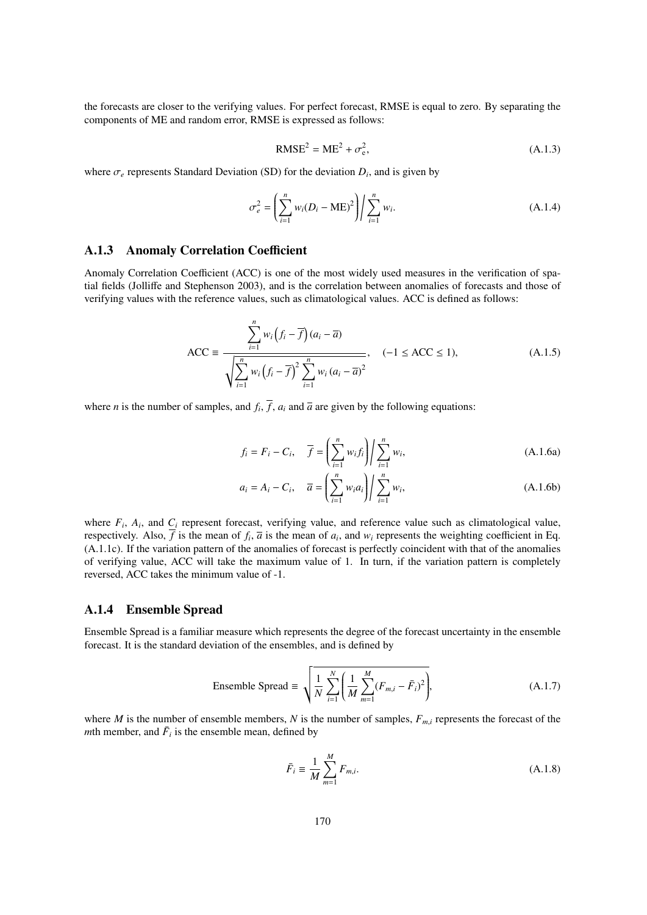the forecasts are closer to the verifying values. For perfect forecast, RMSE is equal to zero. By separating the components of ME and random error, RMSE is expressed as follows:

$$\mathrm{RMSE}^2 = \mathrm{ME}^2 + \sigma_e^2, \tag{A.1.3}$$

where $\sigma_e$ represents Standard Deviation (SD) for the deviation $D_i$, and is given by

$$\sigma_e^2 = \left( \sum_{i=1}^{n} w_i (D_i - \mathrm{ME})^2 \right) \Bigg/ \sum_{i=1}^{n} w_i. \tag{A.1.4}$$

### A.1.3 Anomaly Correlation Coefficient

Anomaly Correlation Coefficient (ACC) is one of the most widely used measures in the verification of spatial fields (Jolliffe and Stephenson 2003), and is the correlation between anomalies of forecasts and those of verifying values with the reference values, such as climatological values. ACC is defined as follows:

$$\mathrm{ACC} \equiv \frac{\sum_{i=1}^{n} w_i \left( f_i - \overline{f} \right) (a_i - \overline{a})}{\sqrt{\sum_{i=1}^{n} w_i \left( f_i - \overline{f} \right)^2 \sum_{i=1}^{n} w_i (a_i - \overline{a})^2}}, \quad (-1 \leq \mathrm{ACC} \leq 1), \tag{A.1.5}$$

where $n$ is the number of samples, and $f_i$, $\overline{f}$, $a_i$ and $\overline{a}$ are given by the following equations:

$$f_i = F_i - C_i, \quad \overline{f} = \left( \sum_{i=1}^{n} w_i f_i \right) \Bigg/ \sum_{i=1}^{n} w_i, \tag{A.1.6a}$$

$$a_i = A_i - C_i, \quad \overline{a} = \left( \sum_{i=1}^{n} w_i a_i \right) \Bigg/ \sum_{i=1}^{n} w_i, \tag{A.1.6b}$$

where $F_i$, $A_i$, and $C_i$ represent forecast, verifying value, and reference value such as climatological value, respectively. Also, $\overline{f}$ is the mean of $f_i$, $\overline{a}$ is the mean of $a_i$, and $w_i$ represents the weighting coefficient in Eq. (A.1.1c). If the variation pattern of the anomalies of forecast is perfectly coincident with that of the anomalies of verifying value, ACC will take the maximum value of 1. In turn, if the variation pattern is completely reversed, ACC takes the minimum value of -1.

### A.1.4 Ensemble Spread

Ensemble Spread is a familiar measure which represents the degree of the forecast uncertainty in the ensemble forecast. It is the standard deviation of the ensembles, and is defined by

$$\text{Ensemble Spread} \equiv \sqrt{\frac{1}{N} \sum_{i=1}^{N} \left( \frac{1}{M} \sum_{m=1}^{M} (F_{m,i} - \bar{F}_i)^2 \right)}, \tag{A.1.7}$$

where $M$ is the number of ensemble members, $N$ is the number of samples, $F_{m,i}$ represents the forecast of the $m$th member, and $\bar{F}_i$ is the ensemble mean, defined by

$$\bar{F}_i \equiv \frac{1}{M} \sum_{m=1}^{M} F_{m,i}. \tag{A.1.8}$$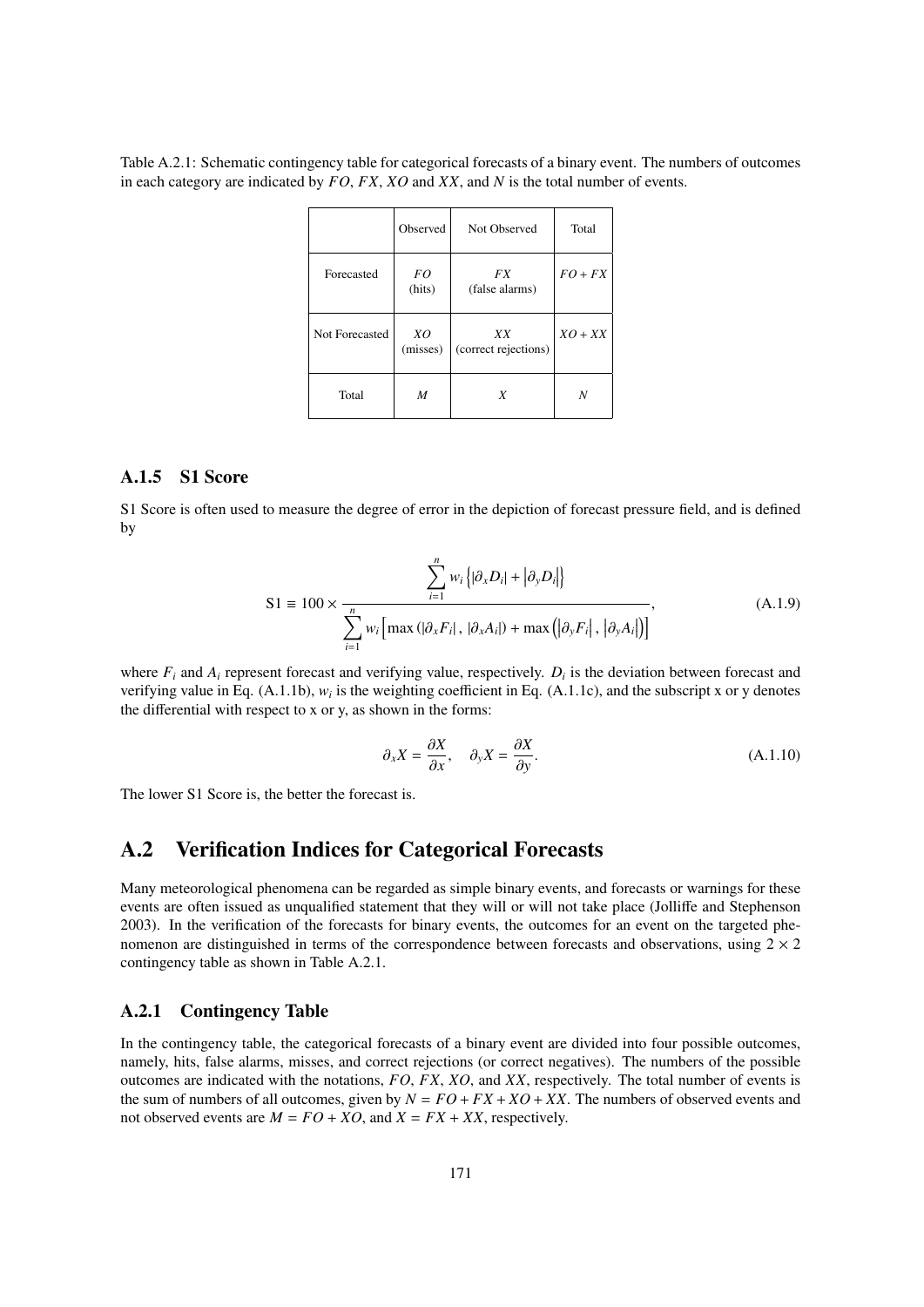Table A.2.1: Schematic contingency table for categorical forecasts of a binary event. The numbers of outcomes in each category are indicated by $FO$, $FX$, $XO$ and $XX$, and $N$ is the total number of events.

| | Observed | Not Observed | Total |
|---|---|---|---|
| Forecasted | $FO$ (hits) | $FX$ (false alarms) | $FO + FX$ |
| Not Forecasted | $XO$ (misses) | $XX$ (correct rejections) | $XO + XX$ |
| Total | $M$ | $X$ | $N$ |

### A.1.5 S1 Score

S1 Score is often used to measure the degree of error in the depiction of forecast pressure field, and is defined by

$$\mathrm{S1} \equiv 100 \times \frac{\sum_{i=1}^{n} w_i \left\{ |\partial_x D_i| + \left|\partial_y D_i\right| \right\}}{\sum_{i=1}^{n} w_i \left[ \max\left(|\partial_x F_i|, |\partial_x A_i|\right) + \max\left(\left|\partial_y F_i\right|, \left|\partial_y A_i\right|\right) \right]}, \tag{A.1.9}$$

where $F_i$ and $A_i$ represent forecast and verifying value, respectively. $D_i$ is the deviation between forecast and verifying value in Eq. (A.1.1b), $w_i$ is the weighting coefficient in Eq. (A.1.1c), and the subscript x or y denotes the differential with respect to x or y, as shown in the forms:

$$\partial_x X = \frac{\partial X}{\partial x}, \quad \partial_y X = \frac{\partial X}{\partial y}. \tag{A.1.10}$$

The lower S1 Score is, the better the forecast is.

## A.2 Verification Indices for Categorical Forecasts

Many meteorological phenomena can be regarded as simple binary events, and forecasts or warnings for these events are often issued as unqualified statement that they will or will not take place (Jolliffe and Stephenson 2003). In the verification of the forecasts for binary events, the outcomes for an event on the targeted phenomenon are distinguished in terms of the correspondence between forecasts and observations, using $2 \times 2$ contingency table as shown in Table A.2.1.

### A.2.1 Contingency Table

In the contingency table, the categorical forecasts of a binary event are divided into four possible outcomes, namely, hits, false alarms, misses, and correct rejections (or correct negatives). The numbers of the possible outcomes are indicated with the notations, $FO$, $FX$, $XO$, and $XX$, respectively. The total number of events is the sum of numbers of all outcomes, given by $N = FO + FX + XO + XX$. The numbers of observed events and not observed events are $M = FO + XO$, and $X = FX + XX$, respectively.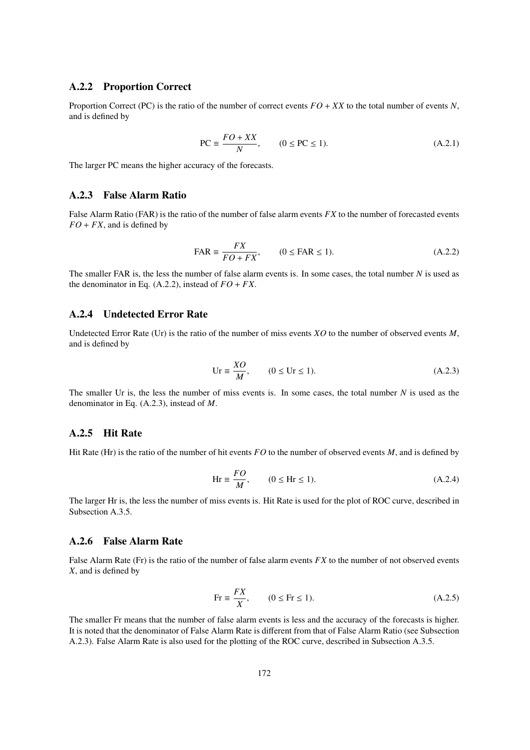### A.2.2 Proportion Correct

Proportion Correct (PC) is the ratio of the number of correct events $FO + XX$ to the total number of events $N$, and is defined by

$$\text{PC} \equiv \frac{FO + XX}{N}, \qquad (0 \leq \text{PC} \leq 1). \tag{A.2.1}$$

The larger PC means the higher accuracy of the forecasts.

### A.2.3 False Alarm Ratio

False Alarm Ratio (FAR) is the ratio of the number of false alarm events $FX$ to the number of forecasted events $FO + FX$, and is defined by

$$\text{FAR} \equiv \frac{FX}{FO + FX}, \qquad (0 \leq \text{FAR} \leq 1). \tag{A.2.2}$$

The smaller FAR is, the less the number of false alarm events is. In some cases, the total number $N$ is used as the denominator in Eq. (A.2.2), instead of $FO + FX$.

### A.2.4 Undetected Error Rate

Undetected Error Rate (Ur) is the ratio of the number of miss events $XO$ to the number of observed events $M$, and is defined by

$$\text{Ur} \equiv \frac{XO}{M}, \qquad (0 \leq \text{Ur} \leq 1). \tag{A.2.3}$$

The smaller Ur is, the less the number of miss events is. In some cases, the total number $N$ is used as the denominator in Eq. (A.2.3), instead of $M$.

### A.2.5 Hit Rate

Hit Rate (Hr) is the ratio of the number of hit events $FO$ to the number of observed events $M$, and is defined by

$$\text{Hr} \equiv \frac{FO}{M}, \qquad (0 \leq \text{Hr} \leq 1). \tag{A.2.4}$$

The larger Hr is, the less the number of miss events is. Hit Rate is used for the plot of ROC curve, described in Subsection A.3.5.

### A.2.6 False Alarm Rate

False Alarm Rate (Fr) is the ratio of the number of false alarm events $FX$ to the number of not observed events $X$, and is defined by

$$\text{Fr} \equiv \frac{FX}{X}, \qquad (0 \leq \text{Fr} \leq 1). \tag{A.2.5}$$

The smaller Fr means that the number of false alarm events is less and the accuracy of the forecasts is higher. It is noted that the denominator of False Alarm Rate is different from that of False Alarm Ratio (see Subsection A.2.3). False Alarm Rate is also used for the plotting of the ROC curve, described in Subsection A.3.5.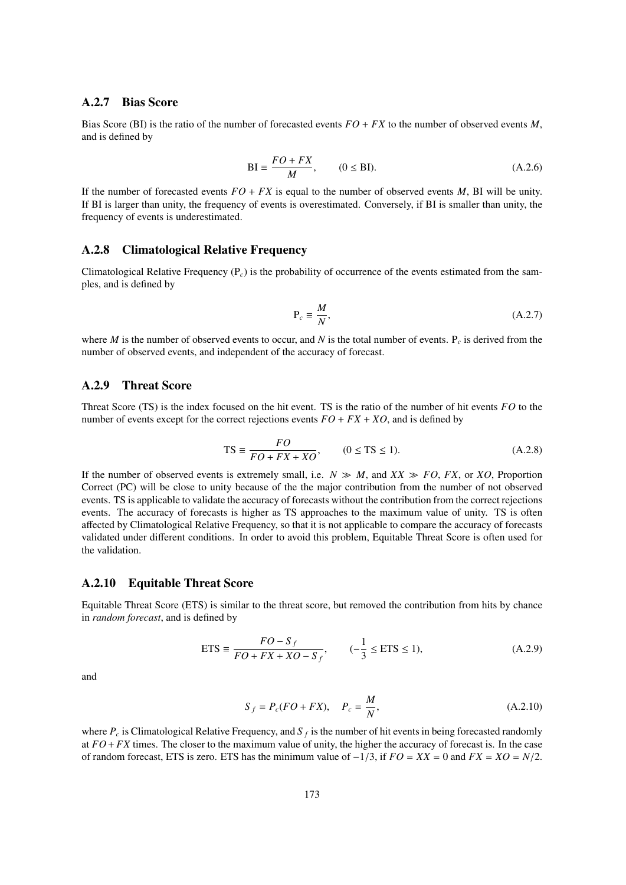### A.2.7 Bias Score

Bias Score (BI) is the ratio of the number of forecasted events $FO + FX$ to the number of observed events $M$, and is defined by

$$\mathrm{BI} \equiv \frac{FO + FX}{M}, \qquad (0 \leq \mathrm{BI}). \tag{A.2.6}$$

If the number of forecasted events $FO + FX$ is equal to the number of observed events $M$, BI will be unity. If BI is larger than unity, the frequency of events is overestimated. Conversely, if BI is smaller than unity, the frequency of events is underestimated.

### A.2.8 Climatological Relative Frequency

Climatological Relative Frequency ($\mathrm{P}_c$) is the probability of occurrence of the events estimated from the samples, and is defined by

$$\mathrm{P}_c \equiv \frac{M}{N}, \tag{A.2.7}$$

where $M$ is the number of observed events to occur, and $N$ is the total number of events. $\mathrm{P}_c$ is derived from the number of observed events, and independent of the accuracy of forecast.

### A.2.9 Threat Score

Threat Score (TS) is the index focused on the hit event. TS is the ratio of the number of hit events $FO$ to the number of events except for the correct rejections events $FO + FX + XO$, and is defined by

$$\mathrm{TS} \equiv \frac{FO}{FO + FX + XO}, \qquad (0 \leq \mathrm{TS} \leq 1). \tag{A.2.8}$$

If the number of observed events is extremely small, i.e. $N \gg M$, and $XX \gg FO$, $FX$, or $XO$, Proportion Correct (PC) will be close to unity because of the the major contribution from the number of not observed events. TS is applicable to validate the accuracy of forecasts without the contribution from the correct rejections events. The accuracy of forecasts is higher as TS approaches to the maximum value of unity. TS is often affected by Climatological Relative Frequency, so that it is not applicable to compare the accuracy of forecasts validated under different conditions. In order to avoid this problem, Equitable Threat Score is often used for the validation.

### A.2.10 Equitable Threat Score

Equitable Threat Score (ETS) is similar to the threat score, but removed the contribution from hits by chance in *random forecast*, and is defined by

$$\mathrm{ETS} \equiv \frac{FO - S_f}{FO + FX + XO - S_f}, \qquad (-\frac{1}{3} \leq \mathrm{ETS} \leq 1), \tag{A.2.9}$$

and

$$S_f = P_c(FO + FX), \quad P_c = \frac{M}{N}, \tag{A.2.10}$$

where $P_c$ is Climatological Relative Frequency, and $S_f$ is the number of hit events in being forecasted randomly at $FO + FX$ times. The closer to the maximum value of unity, the higher the accuracy of forecast is. In the case of random forecast, ETS is zero. ETS has the minimum value of $-1/3$, if $FO = XX = 0$ and $FX = XO = N/2$.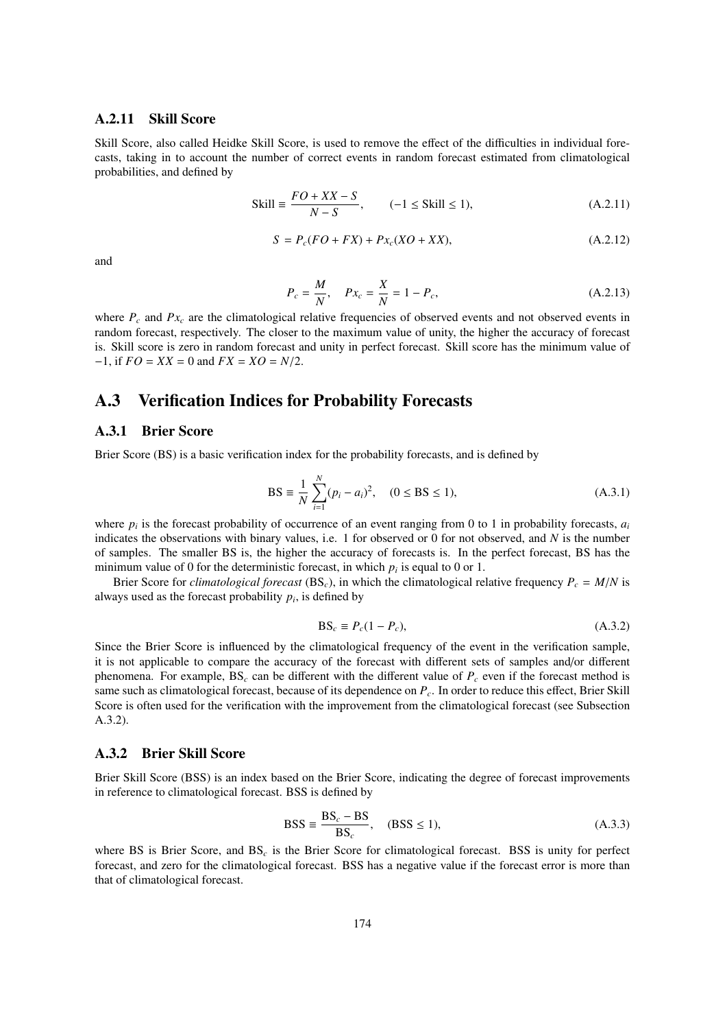### A.2.11 Skill Score

Skill Score, also called Heidke Skill Score, is used to remove the effect of the difficulties in individual forecasts, taking in to account the number of correct events in random forecast estimated from climatological probabilities, and defined by

$$\text{Skill} \equiv \frac{FO + XX - S}{N - S}, \qquad (-1 \leq \text{Skill} \leq 1), \tag{A.2.11}$$

$$S = P_c(FO + FX) + Px_c(XO + XX), \tag{A.2.12}$$

and

$$P_c = \frac{M}{N}, \quad Px_c = \frac{X}{N} = 1 - P_c, \tag{A.2.13}$$

where $P_c$ and $Px_c$ are the climatological relative frequencies of observed events and not observed events in random forecast, respectively. The closer to the maximum value of unity, the higher the accuracy of forecast is. Skill score is zero in random forecast and unity in perfect forecast. Skill score has the minimum value of $-1$, if $FO = XX = 0$ and $FX = XO = N/2$.

## A.3 Verification Indices for Probability Forecasts

### A.3.1 Brier Score

Brier Score (BS) is a basic verification index for the probability forecasts, and is defined by

$$\text{BS} \equiv \frac{1}{N} \sum_{i=1}^{N} (p_i - a_i)^2, \quad (0 \leq \text{BS} \leq 1), \tag{A.3.1}$$

where $p_i$ is the forecast probability of occurrence of an event ranging from 0 to 1 in probability forecasts, $a_i$ indicates the observations with binary values, i.e. 1 for observed or 0 for not observed, and $N$ is the number of samples. The smaller BS is, the higher the accuracy of forecasts is. In the perfect forecast, BS has the minimum value of 0 for the deterministic forecast, in which $p_i$ is equal to 0 or 1.

Brier Score for *climatological forecast* ($\text{BS}_c$), in which the climatological relative frequency $P_c = M/N$ is always used as the forecast probability $p_i$, is defined by

$$\text{BS}_c \equiv P_c(1 - P_c), \tag{A.3.2}$$

Since the Brier Score is influenced by the climatological frequency of the event in the verification sample, it is not applicable to compare the accuracy of the forecast with different sets of samples and/or different phenomena. For example, $\text{BS}_c$ can be different with the different value of $P_c$ even if the forecast method is same such as climatological forecast, because of its dependence on $P_c$. In order to reduce this effect, Brier Skill Score is often used for the verification with the improvement from the climatological forecast (see Subsection A.3.2).

### A.3.2 Brier Skill Score

Brier Skill Score (BSS) is an index based on the Brier Score, indicating the degree of forecast improvements in reference to climatological forecast. BSS is defined by

$$\text{BSS} \equiv \frac{\text{BS}_c - \text{BS}}{\text{BS}_c}, \quad (\text{BSS} \leq 1), \tag{A.3.3}$$

where BS is Brier Score, and $\text{BS}_c$ is the Brier Score for climatological forecast. BSS is unity for perfect forecast, and zero for the climatological forecast. BSS has a negative value if the forecast error is more than that of climatological forecast.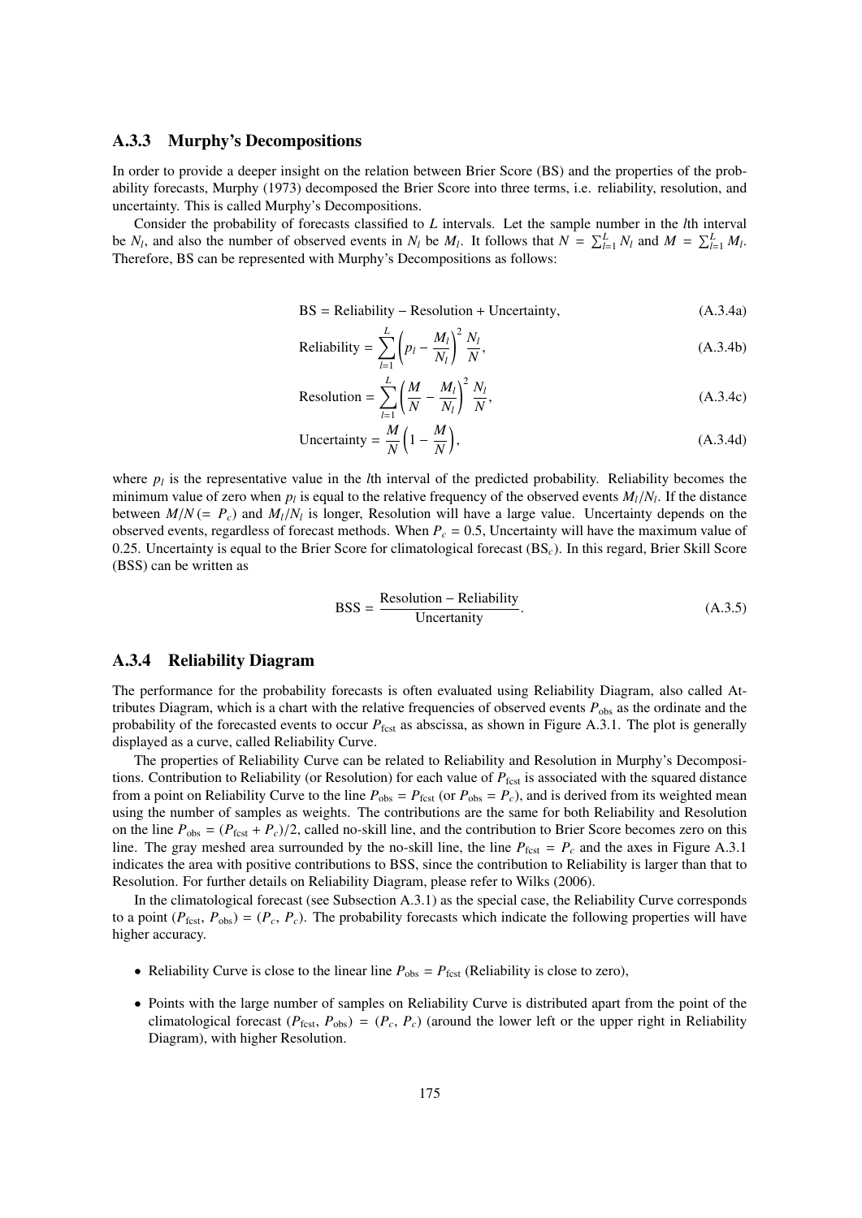### A.3.3 Murphy's Decompositions

In order to provide a deeper insight on the relation between Brier Score (BS) and the properties of the probability forecasts, Murphy (1973) decomposed the Brier Score into three terms, i.e. reliability, resolution, and uncertainty. This is called Murphy's Decompositions.

Consider the probability of forecasts classified to $L$ intervals. Let the sample number in the $l$th interval be $N_l$, and also the number of observed events in $N_l$ be $M_l$. It follows that $N = \sum_{l=1}^{L} N_l$ and $M = \sum_{l=1}^{L} M_l$. Therefore, BS can be represented with Murphy's Decompositions as follows:

$$\mathrm{BS} = \mathrm{Reliability} - \mathrm{Resolution} + \mathrm{Uncertainty}, \tag{A.3.4a}$$

$$\mathrm{Reliability} = \sum_{l=1}^{L} \left( p_l - \frac{M_l}{N_l} \right)^2 \frac{N_l}{N}, \tag{A.3.4b}$$

$$\mathrm{Resolution} = \sum_{l=1}^{L} \left( \frac{M}{N} - \frac{M_l}{N_l} \right)^2 \frac{N_l}{N}, \tag{A.3.4c}$$

$$\mathrm{Uncertainty} = \frac{M}{N} \left( 1 - \frac{M}{N} \right), \tag{A.3.4d}$$

where $p_l$ is the representative value in the $l$th interval of the predicted probability. Reliability becomes the minimum value of zero when $p_l$ is equal to the relative frequency of the observed events $M_l/N_l$. If the distance between $M/N\,(= P_c)$ and $M_l/N_l$ is longer, Resolution will have a large value. Uncertainty depends on the observed events, regardless of forecast methods. When $P_c = 0.5$, Uncertainty will have the maximum value of 0.25. Uncertainty is equal to the Brier Score for climatological forecast ($\mathrm{BS}_c$). In this regard, Brier Skill Score (BSS) can be written as

$$\mathrm{BSS} = \frac{\mathrm{Resolution} - \mathrm{Reliability}}{\mathrm{Uncertanity}}. \tag{A.3.5}$$

### A.3.4 Reliability Diagram

The performance for the probability forecasts is often evaluated using Reliability Diagram, also called Attributes Diagram, which is a chart with the relative frequencies of observed events $P_{\mathrm{obs}}$ as the ordinate and the probability of the forecasted events to occur $P_{\mathrm{fcst}}$ as abscissa, as shown in Figure A.3.1. The plot is generally displayed as a curve, called Reliability Curve.

The properties of Reliability Curve can be related to Reliability and Resolution in Murphy's Decompositions. Contribution to Reliability (or Resolution) for each value of $P_{\mathrm{fcst}}$ is associated with the squared distance from a point on Reliability Curve to the line $P_{\mathrm{obs}} = P_{\mathrm{fcst}}$ (or $P_{\mathrm{obs}} = P_c$), and is derived from its weighted mean using the number of samples as weights. The contributions are the same for both Reliability and Resolution on the line $P_{\mathrm{obs}} = (P_{\mathrm{fcst}} + P_c)/2$, called no-skill line, and the contribution to Brier Score becomes zero on this line. The gray meshed area surrounded by the no-skill line, the line $P_{\mathrm{fcst}} = P_c$ and the axes in Figure A.3.1 indicates the area with positive contributions to BSS, since the contribution to Reliability is larger than that to Resolution. For further details on Reliability Diagram, please refer to Wilks (2006).

In the climatological forecast (see Subsection A.3.1) as the special case, the Reliability Curve corresponds to a point $(P_{\mathrm{fcst}}, P_{\mathrm{obs}}) = (P_c, P_c)$. The probability forecasts which indicate the following properties will have higher accuracy.

- Reliability Curve is close to the linear line $P_{\mathrm{obs}} = P_{\mathrm{fcst}}$ (Reliability is close to zero),
- Points with the large number of samples on Reliability Curve is distributed apart from the point of the climatological forecast $(P_{\mathrm{fcst}}, P_{\mathrm{obs}}) = (P_c, P_c)$ (around the lower left or the upper right in Reliability Diagram), with higher Resolution.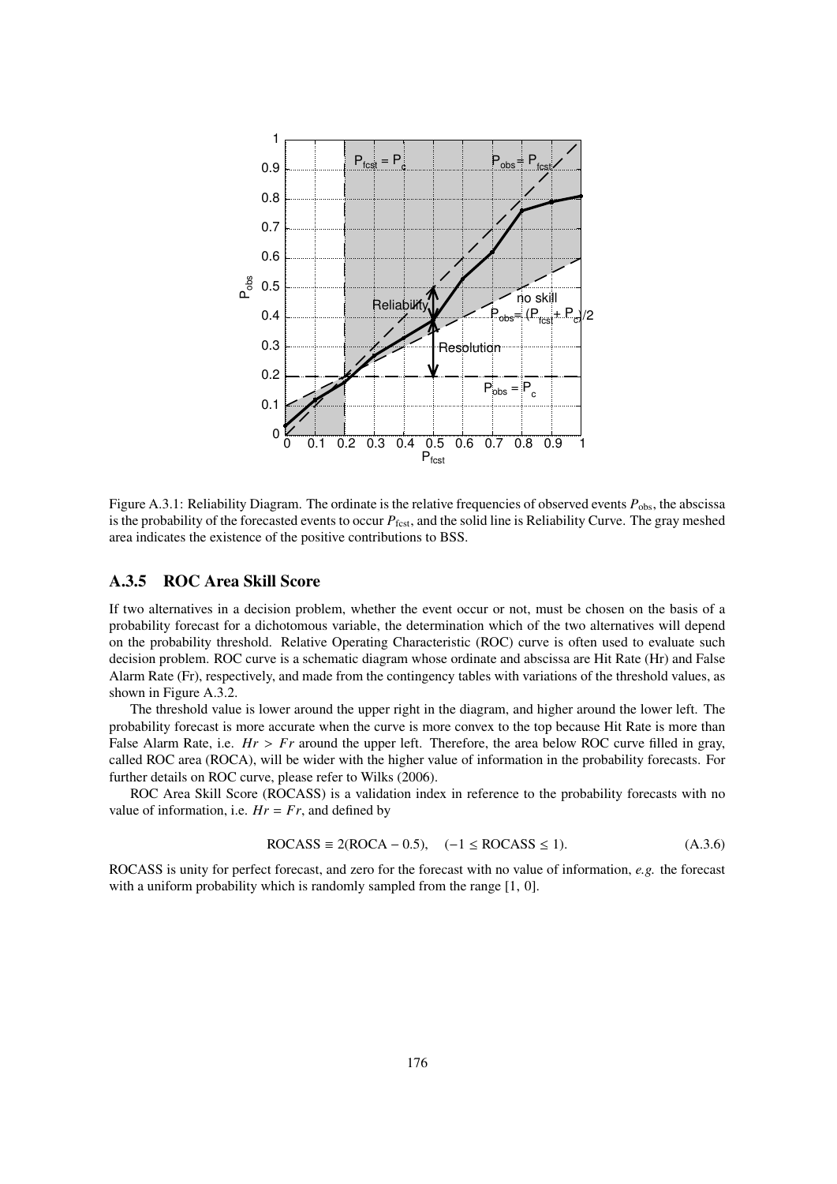Figure A.3.1: Reliability Diagram. The ordinate is the relative frequencies of observed events $P_{\text{obs}}$, the abscissa is the probability of the forecasted events to occur $P_{\text{fcst}}$, and the solid line is Reliability Curve. The gray meshed area indicates the existence of the positive contributions to BSS.

### A.3.5 ROC Area Skill Score

If two alternatives in a decision problem, whether the event occur or not, must be chosen on the basis of a probability forecast for a dichotomous variable, the determination which of the two alternatives will depend on the probability threshold. Relative Operating Characteristic (ROC) curve is often used to evaluate such decision problem. ROC curve is a schematic diagram whose ordinate and abscissa are Hit Rate (Hr) and False Alarm Rate (Fr), respectively, and made from the contingency tables with variations of the threshold values, as shown in Figure A.3.2.

The threshold value is lower around the upper right in the diagram, and higher around the lower left. The probability forecast is more accurate when the curve is more convex to the top because Hit Rate is more than False Alarm Rate, i.e. $Hr > Fr$ around the upper left. Therefore, the area below ROC curve filled in gray, called ROC area (ROCA), will be wider with the higher value of information in the probability forecasts. For further details on ROC curve, please refer to Wilks (2006).

ROC Area Skill Score (ROCASS) is a validation index in reference to the probability forecasts with no value of information, i.e. $Hr = Fr$, and defined by

$$\text{ROCASS} \equiv 2(\text{ROCA} - 0.5), \quad (-1 \leq \text{ROCASS} \leq 1). \tag{A.3.6}$$

ROCASS is unity for perfect forecast, and zero for the forecast with no value of information, *e.g.* the forecast with a uniform probability which is randomly sampled from the range [1, 0].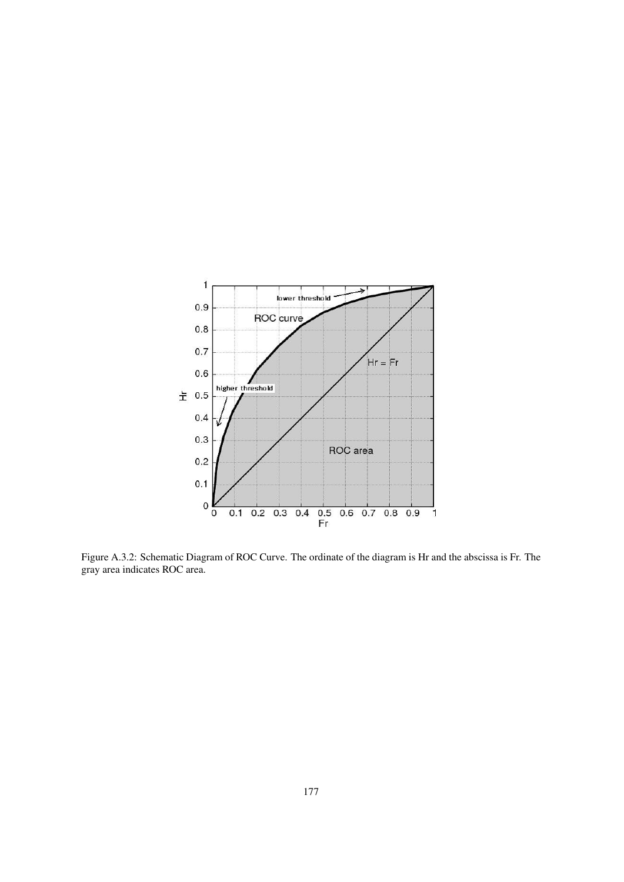lower threshold

ROC curve

higher threshold

Hr = Fr

ROC area

Hr

Fr

1
0.9
0.8
0.7
0.6
0.5
0.4
0.3
0.2
0.1
0

0 0.1 0.2 0.3 0.4 0.5 0.6 0.7 0.8 0.9 1

Figure A.3.2: Schematic Diagram of ROC Curve. The ordinate of the diagram is Hr and the abscissa is Fr. The gray area indicates ROC area.